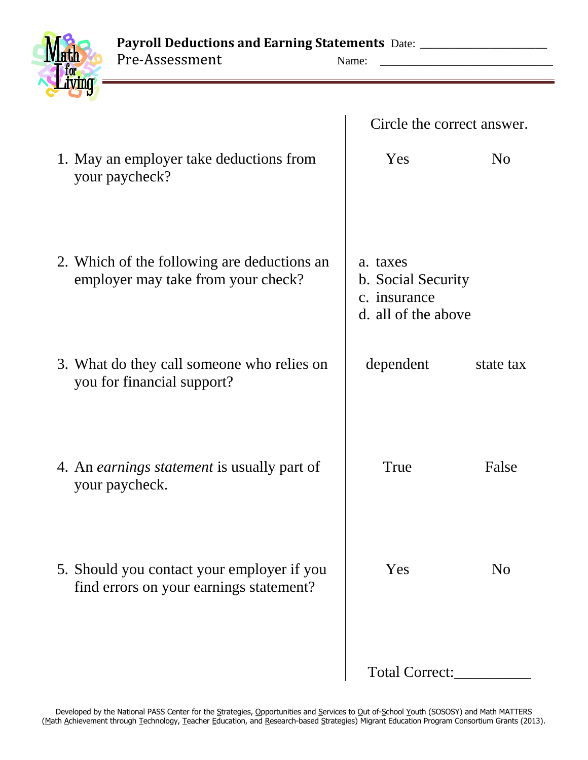# Payroll Deductions and Earning Statements

Pre-Assessment

Date: ____________________

Name: ____________________________

| | Circle the correct answer. | |
|---|---|---|
| 1. May an employer take deductions from your paycheck? | Yes | No |
| 2. Which of the following are deductions an employer may take from your check? | a. taxes<br>b. Social Security<br>c. insurance<br>d. all of the above | |
| 3. What do they call someone who relies on you for financial support? | dependent | state tax |
| 4. An *earnings statement* is usually part of your paycheck. | True | False |
| 5. Should you contact your employer if you find errors on your earnings statement? | Yes | No |

Total Correct:__________

Developed by the National PASS Center for the Strategies, Opportunities and Services to Out of-School Youth (SOSOSY) and Math MATTERS (Math Achievement through Technology, Teacher Education, and Research-based Strategies) Migrant Education Program Consortium Grants (2013).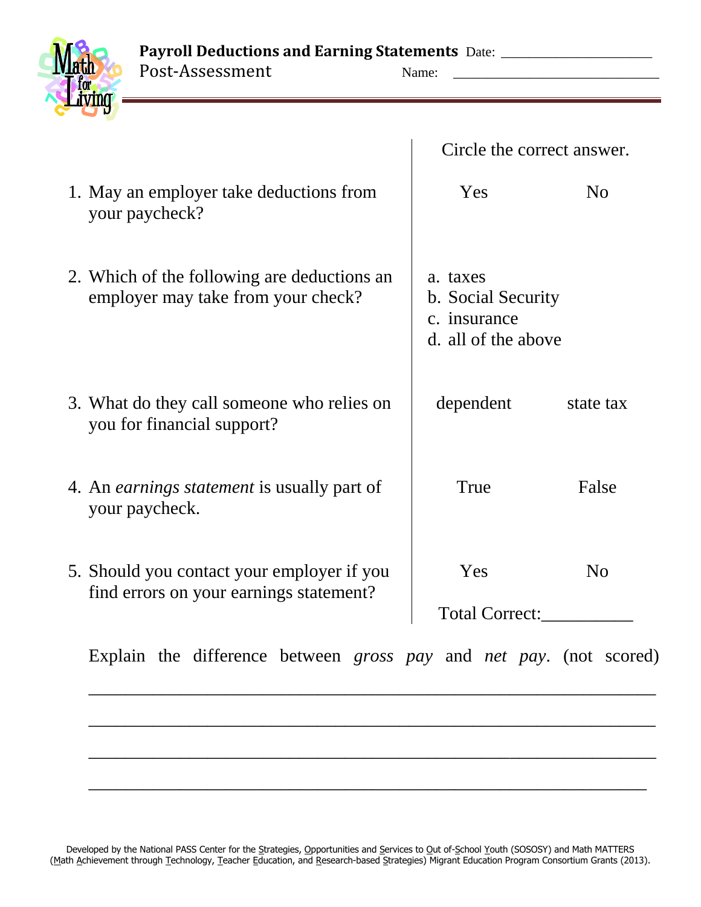**Payroll Deductions and Earning Statements** Date: ____________________

Post-Assessment Name: ____________________________

| | Circle the correct answer. | |
|---|---|---|
| 1. May an employer take deductions from your paycheck? | Yes | No |
| 2. Which of the following are deductions an employer may take from your check? | a. taxes<br>b. Social Security<br>c. insurance<br>d. all of the above | |
| 3. What do they call someone who relies on you for financial support? | dependent | state tax |
| 4. An *earnings statement* is usually part of your paycheck. | True | False |
| 5. Should you contact your employer if you find errors on your earnings statement? | Yes | No |
| | Total Correct:__________ | |

Explain the difference between *gross pay* and *net pay*. (not scored)

_______________________________________________________________

_______________________________________________________________

_______________________________________________________________

_______________________________________________________________

Developed by the National PASS Center for the Strategies, Opportunities and Services to Out of-School Youth (SOSOSY) and Math MATTERS (Math Achievement through Technology, Teacher Education, and Research-based Strategies) Migrant Education Program Consortium Grants (2013).